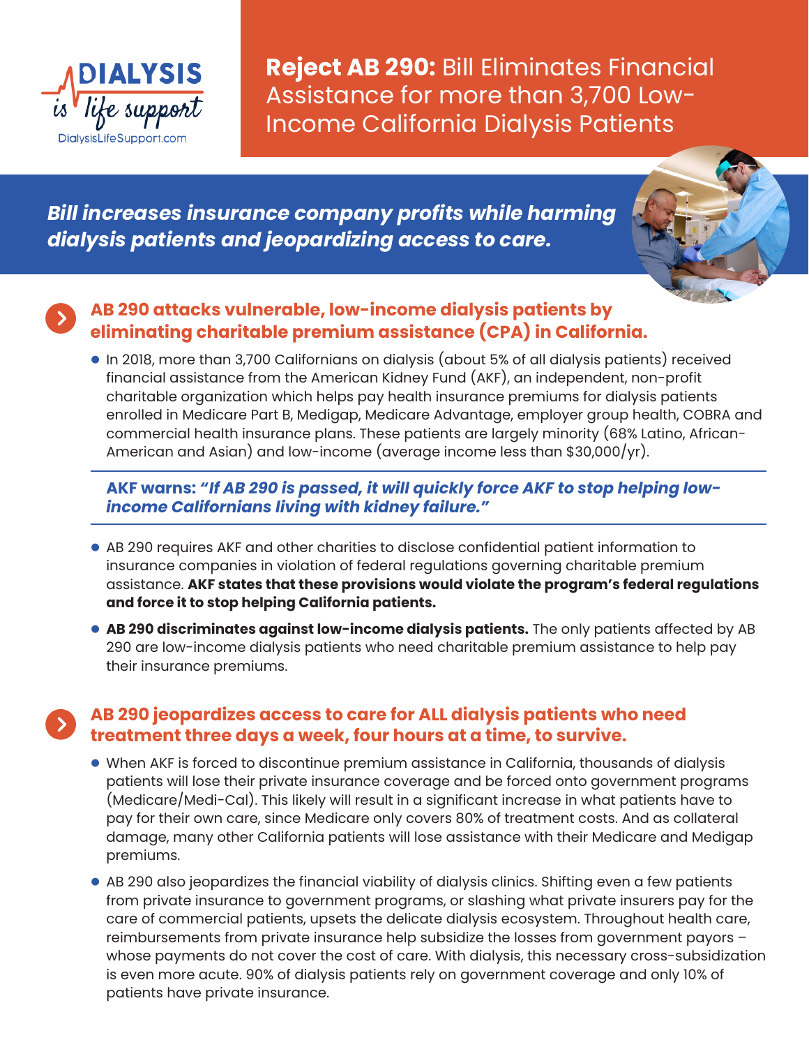DIALYSIS is life support
DialysisLifeSupport.com

# **Reject AB 290:** Bill Eliminates Financial Assistance for more than 3,700 Low-Income California Dialysis Patients

***Bill increases insurance company profits while harming dialysis patients and jeopardizing access to care.***

## AB 290 attacks vulnerable, low-income dialysis patients by eliminating charitable premium assistance (CPA) in California.

- In 2018, more than 3,700 Californians on dialysis (about 5% of all dialysis patients) received financial assistance from the American Kidney Fund (AKF), an independent, non-profit charitable organization which helps pay health insurance premiums for dialysis patients enrolled in Medicare Part B, Medigap, Medicare Advantage, employer group health, COBRA and commercial health insurance plans. These patients are largely minority (68% Latino, African-American and Asian) and low-income (average income less than $30,000/yr).

**AKF warns:** ***"If AB 290 is passed, it will quickly force AKF to stop helping low-income Californians living with kidney failure."***

- AB 290 requires AKF and other charities to disclose confidential patient information to insurance companies in violation of federal regulations governing charitable premium assistance. **AKF states that these provisions would violate the program's federal regulations and force it to stop helping California patients.**
- **AB 290 discriminates against low-income dialysis patients.** The only patients affected by AB 290 are low-income dialysis patients who need charitable premium assistance to help pay their insurance premiums.

## AB 290 jeopardizes access to care for ALL dialysis patients who need treatment three days a week, four hours at a time, to survive.

- When AKF is forced to discontinue premium assistance in California, thousands of dialysis patients will lose their private insurance coverage and be forced onto government programs (Medicare/Medi-Cal). This likely will result in a significant increase in what patients have to pay for their own care, since Medicare only covers 80% of treatment costs. And as collateral damage, many other California patients will lose assistance with their Medicare and Medigap premiums.
- AB 290 also jeopardizes the financial viability of dialysis clinics. Shifting even a few patients from private insurance to government programs, or slashing what private insurers pay for the care of commercial patients, upsets the delicate dialysis ecosystem. Throughout health care, reimbursements from private insurance help subsidize the losses from government payors – whose payments do not cover the cost of care. With dialysis, this necessary cross-subsidization is even more acute. 90% of dialysis patients rely on government coverage and only 10% of patients have private insurance.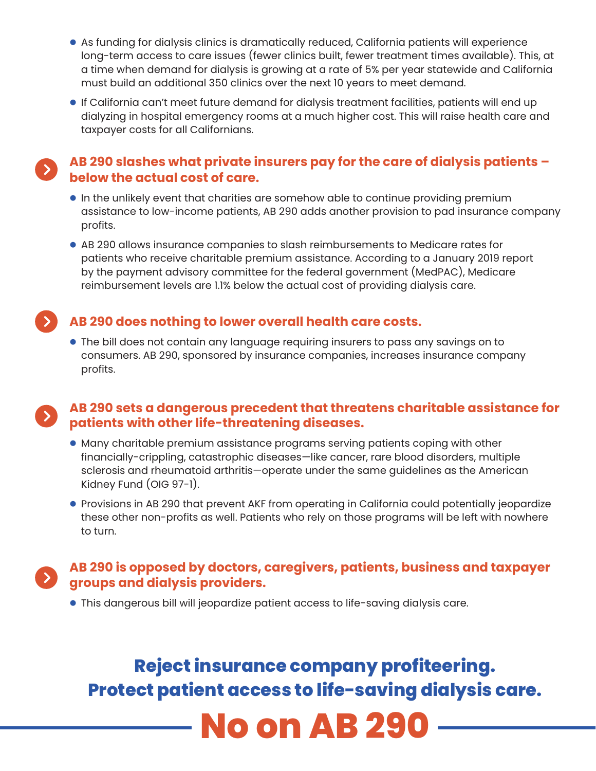- As funding for dialysis clinics is dramatically reduced, California patients will experience long-term access to care issues (fewer clinics built, fewer treatment times available). This, at a time when demand for dialysis is growing at a rate of 5% per year statewide and California must build an additional 350 clinics over the next 10 years to meet demand.
- If California can't meet future demand for dialysis treatment facilities, patients will end up dialyzing in hospital emergency rooms at a much higher cost. This will raise health care and taxpayer costs for all Californians.

## AB 290 slashes what private insurers pay for the care of dialysis patients – below the actual cost of care.

- In the unlikely event that charities are somehow able to continue providing premium assistance to low-income patients, AB 290 adds another provision to pad insurance company profits.
- AB 290 allows insurance companies to slash reimbursements to Medicare rates for patients who receive charitable premium assistance. According to a January 2019 report by the payment advisory committee for the federal government (MedPAC), Medicare reimbursement levels are 1.1% below the actual cost of providing dialysis care.

## AB 290 does nothing to lower overall health care costs.

- The bill does not contain any language requiring insurers to pass any savings on to consumers. AB 290, sponsored by insurance companies, increases insurance company profits.

## AB 290 sets a dangerous precedent that threatens charitable assistance for patients with other life-threatening diseases.

- Many charitable premium assistance programs serving patients coping with other financially-crippling, catastrophic diseases—like cancer, rare blood disorders, multiple sclerosis and rheumatoid arthritis—operate under the same guidelines as the American Kidney Fund (OIG 97-1).
- Provisions in AB 290 that prevent AKF from operating in California could potentially jeopardize these other non-profits as well. Patients who rely on those programs will be left with nowhere to turn.

## AB 290 is opposed by doctors, caregivers, patients, business and taxpayer groups and dialysis providers.

- This dangerous bill will jeopardize patient access to life-saving dialysis care.

**Reject insurance company profiteering.**
**Protect patient access to life-saving dialysis care.**

# No on AB 290